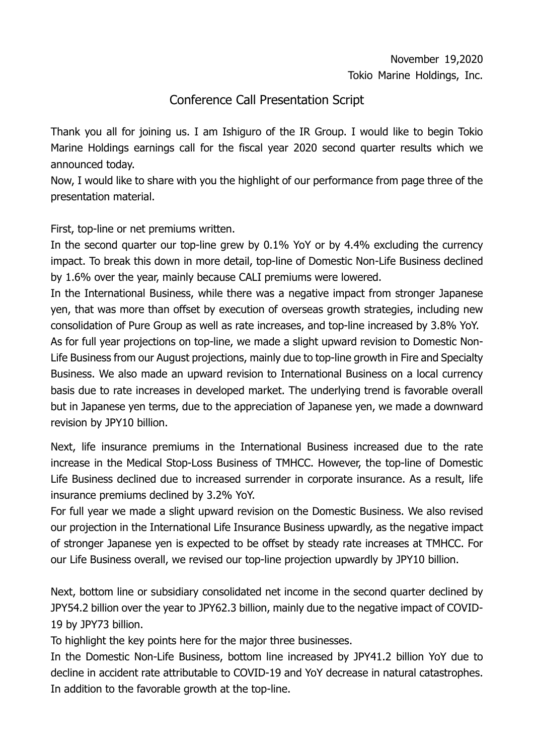November 19,2020

Tokio Marine Holdings, Inc.

# Conference Call Presentation Script

Thank you all for joining us. I am Ishiguro of the IR Group. I would like to begin Tokio Marine Holdings earnings call for the fiscal year 2020 second quarter results which we announced today.

Now, I would like to share with you the highlight of our performance from page three of the presentation material.

First, top-line or net premiums written.

In the second quarter our top-line grew by 0.1% YoY or by 4.4% excluding the currency impact. To break this down in more detail, top-line of Domestic Non-Life Business declined by 1.6% over the year, mainly because CALI premiums were lowered.

In the International Business, while there was a negative impact from stronger Japanese yen, that was more than offset by execution of overseas growth strategies, including new consolidation of Pure Group as well as rate increases, and top-line increased by 3.8% YoY.

As for full year projections on top-line, we made a slight upward revision to Domestic Non-Life Business from our August projections, mainly due to top-line growth in Fire and Specialty Business. We also made an upward revision to International Business on a local currency basis due to rate increases in developed market. The underlying trend is favorable overall but in Japanese yen terms, due to the appreciation of Japanese yen, we made a downward revision by JPY10 billion.

Next, life insurance premiums in the International Business increased due to the rate increase in the Medical Stop-Loss Business of TMHCC. However, the top-line of Domestic Life Business declined due to increased surrender in corporate insurance. As a result, life insurance premiums declined by 3.2% YoY.

For full year we made a slight upward revision on the Domestic Business. We also revised our projection in the International Life Insurance Business upwardly, as the negative impact of stronger Japanese yen is expected to be offset by steady rate increases at TMHCC. For our Life Business overall, we revised our top-line projection upwardly by JPY10 billion.

Next, bottom line or subsidiary consolidated net income in the second quarter declined by JPY54.2 billion over the year to JPY62.3 billion, mainly due to the negative impact of COVID-19 by JPY73 billion.

To highlight the key points here for the major three businesses.

In the Domestic Non-Life Business, bottom line increased by JPY41.2 billion YoY due to decline in accident rate attributable to COVID-19 and YoY decrease in natural catastrophes. In addition to the favorable growth at the top-line.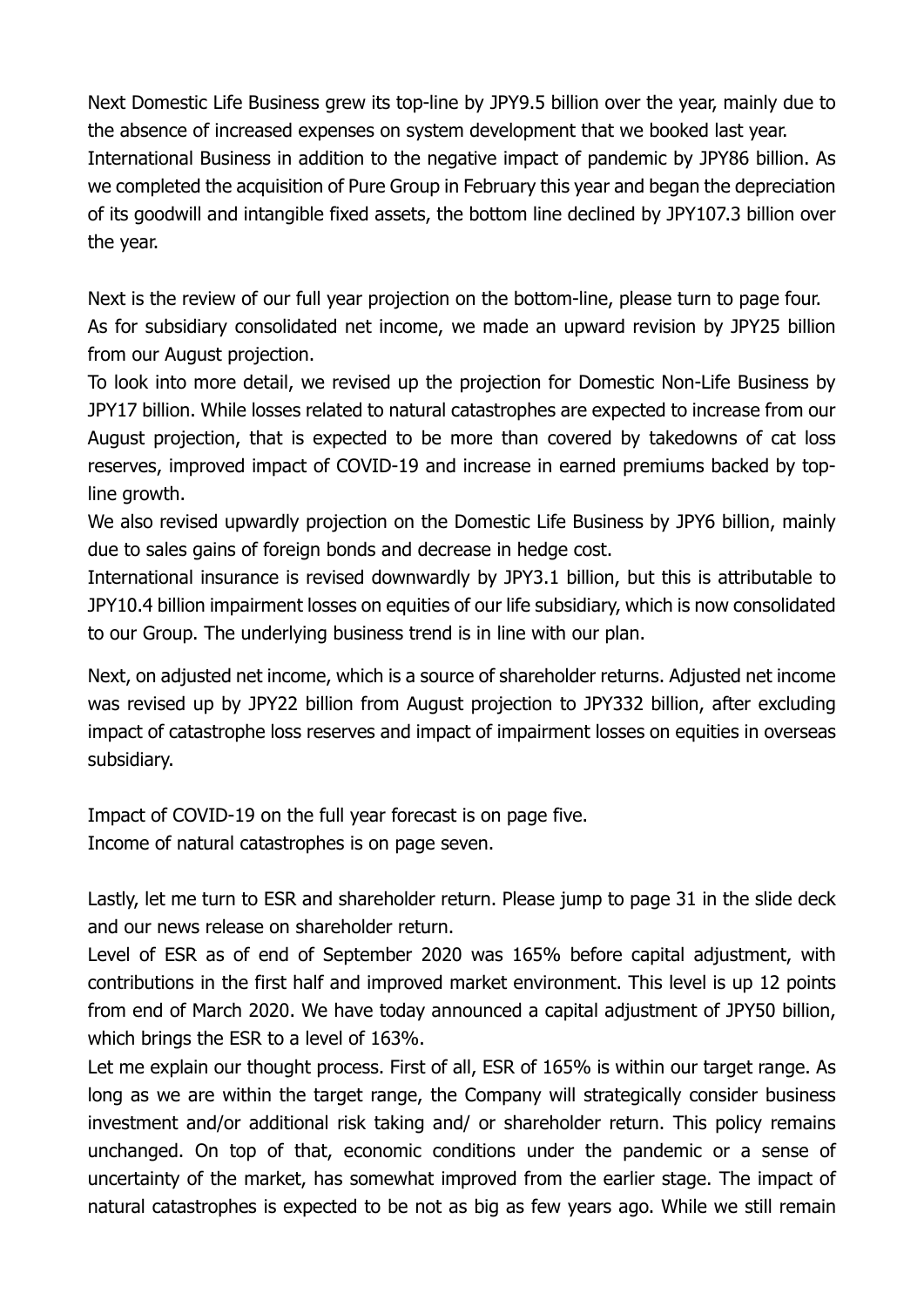Next Domestic Life Business grew its top-line by JPY9.5 billion over the year, mainly due to the absence of increased expenses on system development that we booked last year.
International Business in addition to the negative impact of pandemic by JPY86 billion. As we completed the acquisition of Pure Group in February this year and began the depreciation of its goodwill and intangible fixed assets, the bottom line declined by JPY107.3 billion over the year.

Next is the review of our full year projection on the bottom-line, please turn to page four.
As for subsidiary consolidated net income, we made an upward revision by JPY25 billion from our August projection.
To look into more detail, we revised up the projection for Domestic Non-Life Business by JPY17 billion. While losses related to natural catastrophes are expected to increase from our August projection, that is expected to be more than covered by takedowns of cat loss reserves, improved impact of COVID-19 and increase in earned premiums backed by top-line growth.
We also revised upwardly projection on the Domestic Life Business by JPY6 billion, mainly due to sales gains of foreign bonds and decrease in hedge cost.
International insurance is revised downwardly by JPY3.1 billion, but this is attributable to JPY10.4 billion impairment losses on equities of our life subsidiary, which is now consolidated to our Group. The underlying business trend is in line with our plan.

Next, on adjusted net income, which is a source of shareholder returns. Adjusted net income was revised up by JPY22 billion from August projection to JPY332 billion, after excluding impact of catastrophe loss reserves and impact of impairment losses on equities in overseas subsidiary.

Impact of COVID-19 on the full year forecast is on page five.
Income of natural catastrophes is on page seven.

Lastly, let me turn to ESR and shareholder return. Please jump to page 31 in the slide deck and our news release on shareholder return.
Level of ESR as of end of September 2020 was 165% before capital adjustment, with contributions in the first half and improved market environment. This level is up 12 points from end of March 2020. We have today announced a capital adjustment of JPY50 billion, which brings the ESR to a level of 163%.
Let me explain our thought process. First of all, ESR of 165% is within our target range. As long as we are within the target range, the Company will strategically consider business investment and/or additional risk taking and/ or shareholder return. This policy remains unchanged. On top of that, economic conditions under the pandemic or a sense of uncertainty of the market, has somewhat improved from the earlier stage. The impact of natural catastrophes is expected to be not as big as few years ago. While we still remain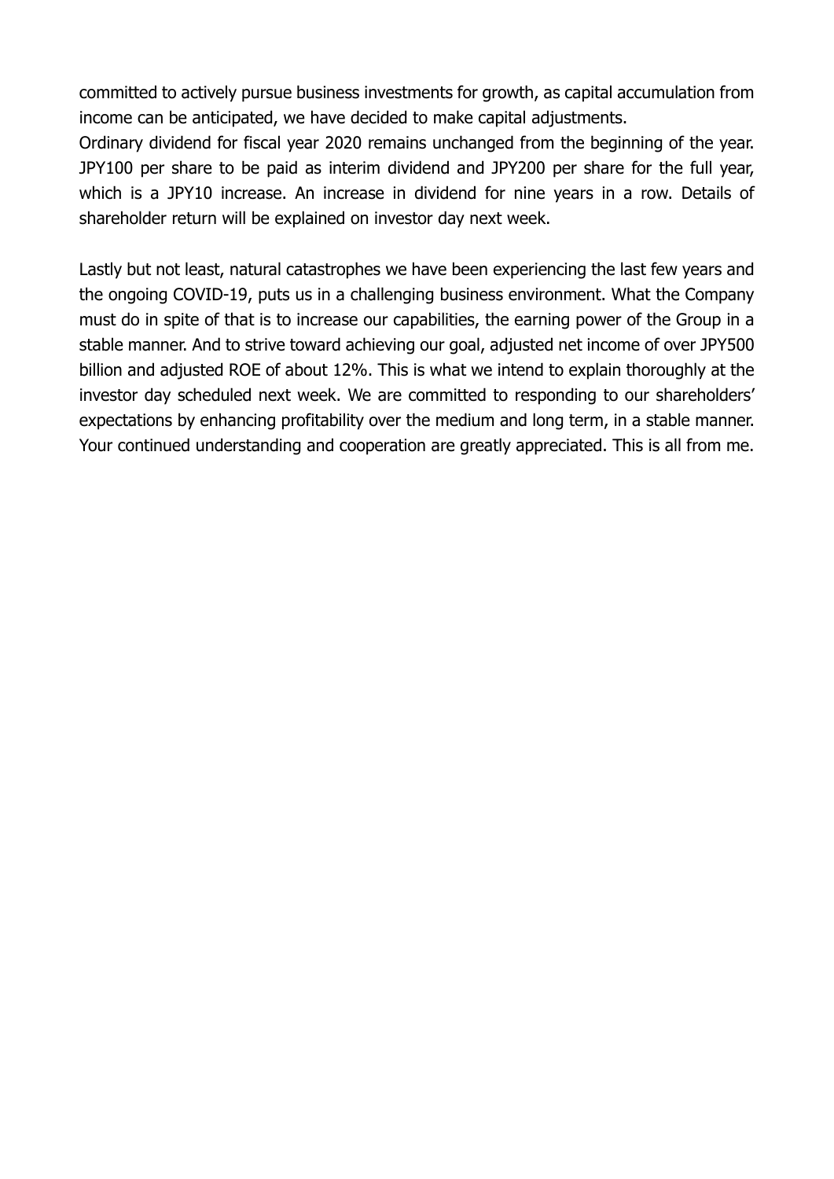committed to actively pursue business investments for growth, as capital accumulation from income can be anticipated, we have decided to make capital adjustments.
Ordinary dividend for fiscal year 2020 remains unchanged from the beginning of the year. JPY100 per share to be paid as interim dividend and JPY200 per share for the full year, which is a JPY10 increase. An increase in dividend for nine years in a row. Details of shareholder return will be explained on investor day next week.

Lastly but not least, natural catastrophes we have been experiencing the last few years and the ongoing COVID-19, puts us in a challenging business environment. What the Company must do in spite of that is to increase our capabilities, the earning power of the Group in a stable manner. And to strive toward achieving our goal, adjusted net income of over JPY500 billion and adjusted ROE of about 12%. This is what we intend to explain thoroughly at the investor day scheduled next week. We are committed to responding to our shareholders' expectations by enhancing profitability over the medium and long term, in a stable manner. Your continued understanding and cooperation are greatly appreciated. This is all from me.